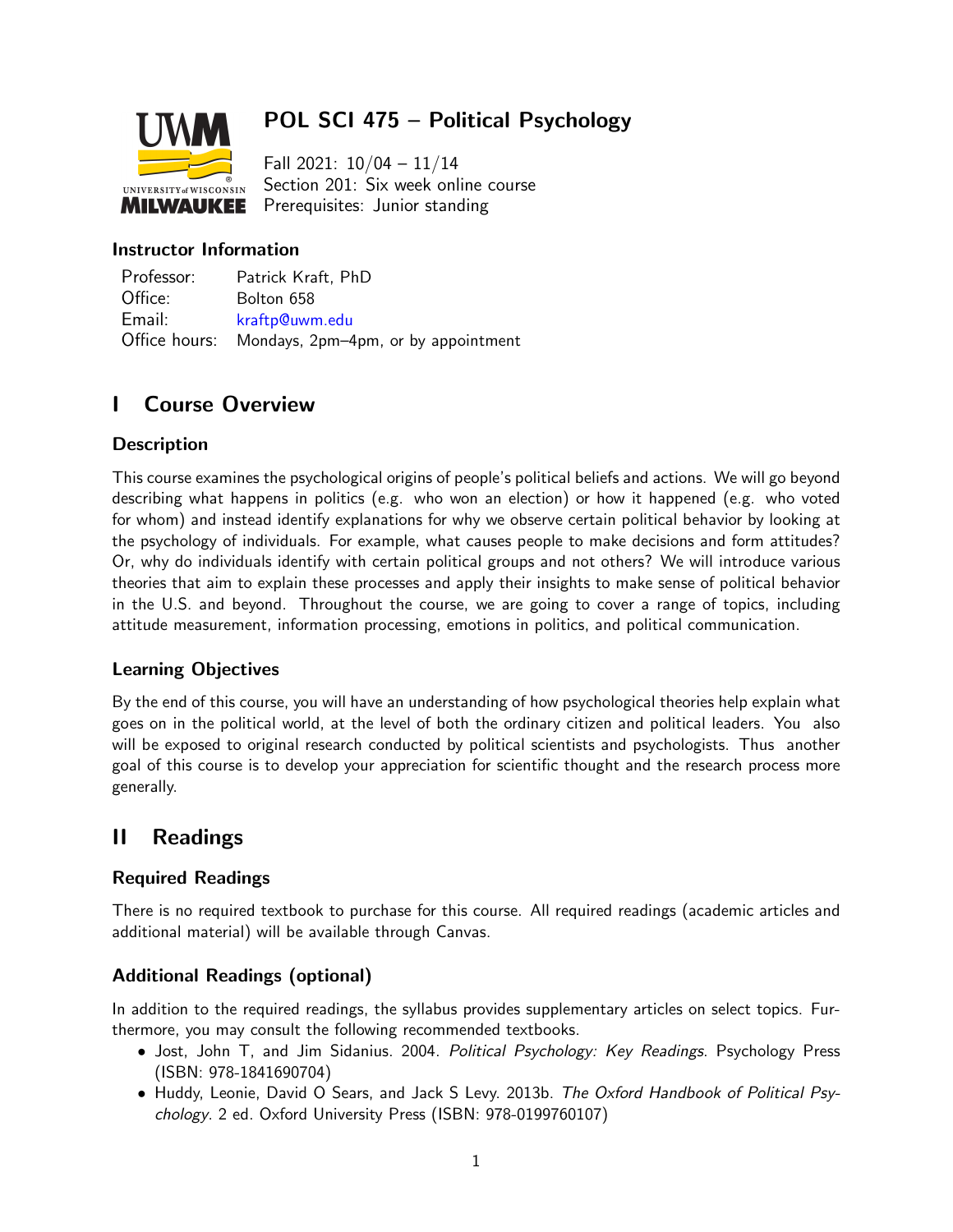# POL SCI 475 – Political Psychology

Fall 2021: 10/04 – 11/14
Section 201: Six week online course
Prerequisites: Junior standing

### Instructor Information

| | |
|---|---|
| Professor: | Patrick Kraft, PhD |
| Office: | Bolton 658 |
| Email: | kraftp@uwm.edu |
| Office hours: | Mondays, 2pm–4pm, or by appointment |

## I Course Overview

### Description

This course examines the psychological origins of people's political beliefs and actions. We will go beyond describing what happens in politics (e.g. who won an election) or how it happened (e.g. who voted for whom) and instead identify explanations for why we observe certain political behavior by looking at the psychology of individuals. For example, what causes people to make decisions and form attitudes? Or, why do individuals identify with certain political groups and not others? We will introduce various theories that aim to explain these processes and apply their insights to make sense of political behavior in the U.S. and beyond. Throughout the course, we are going to cover a range of topics, including attitude measurement, information processing, emotions in politics, and political communication.

### Learning Objectives

By the end of this course, you will have an understanding of how psychological theories help explain what goes on in the political world, at the level of both the ordinary citizen and political leaders. You also will be exposed to original research conducted by political scientists and psychologists. Thus another goal of this course is to develop your appreciation for scientific thought and the research process more generally.

## II Readings

### Required Readings

There is no required textbook to purchase for this course. All required readings (academic articles and additional material) will be available through Canvas.

### Additional Readings (optional)

In addition to the required readings, the syllabus provides supplementary articles on select topics. Furthermore, you may consult the following recommended textbooks.

- Jost, John T, and Jim Sidanius. 2004. *Political Psychology: Key Readings*. Psychology Press (ISBN: 978-1841690704)
- Huddy, Leonie, David O Sears, and Jack S Levy. 2013b. *The Oxford Handbook of Political Psychology*. 2 ed. Oxford University Press (ISBN: 978-0199760107)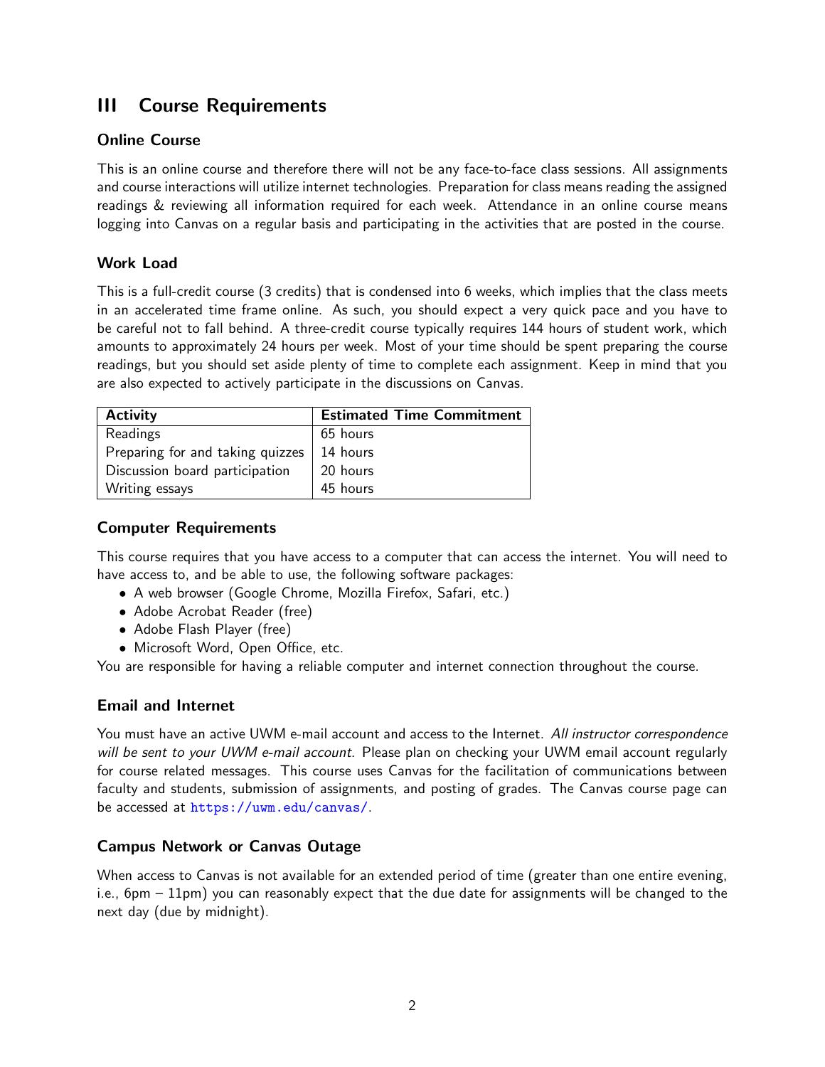# III Course Requirements

### Online Course

This is an online course and therefore there will not be any face-to-face class sessions. All assignments and course interactions will utilize internet technologies. Preparation for class means reading the assigned readings & reviewing all information required for each week. Attendance in an online course means logging into Canvas on a regular basis and participating in the activities that are posted in the course.

### Work Load

This is a full-credit course (3 credits) that is condensed into 6 weeks, which implies that the class meets in an accelerated time frame online. As such, you should expect a very quick pace and you have to be careful not to fall behind. A three-credit course typically requires 144 hours of student work, which amounts to approximately 24 hours per week. Most of your time should be spent preparing the course readings, but you should set aside plenty of time to complete each assignment. Keep in mind that you are also expected to actively participate in the discussions on Canvas.

| Activity | Estimated Time Commitment |
|---|---|
| Readings | 65 hours |
| Preparing for and taking quizzes | 14 hours |
| Discussion board participation | 20 hours |
| Writing essays | 45 hours |

### Computer Requirements

This course requires that you have access to a computer that can access the internet. You will need to have access to, and be able to use, the following software packages:

- A web browser (Google Chrome, Mozilla Firefox, Safari, etc.)
- Adobe Acrobat Reader (free)
- Adobe Flash Player (free)
- Microsoft Word, Open Office, etc.

You are responsible for having a reliable computer and internet connection throughout the course.

### Email and Internet

You must have an active UWM e-mail account and access to the Internet. *All instructor correspondence will be sent to your UWM e-mail account.* Please plan on checking your UWM email account regularly for course related messages. This course uses Canvas for the facilitation of communications between faculty and students, submission of assignments, and posting of grades. The Canvas course page can be accessed at https://uwm.edu/canvas/.

### Campus Network or Canvas Outage

When access to Canvas is not available for an extended period of time (greater than one entire evening, i.e., 6pm – 11pm) you can reasonably expect that the due date for assignments will be changed to the next day (due by midnight).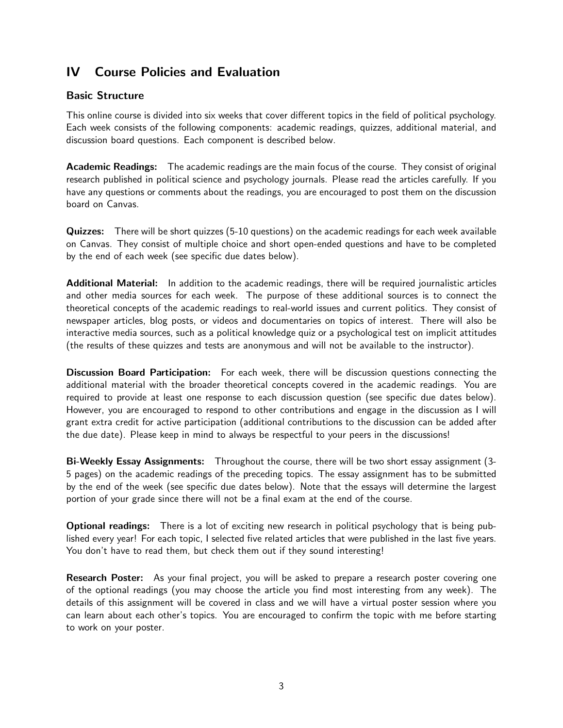## IV Course Policies and Evaluation

### Basic Structure

This online course is divided into six weeks that cover different topics in the field of political psychology. Each week consists of the following components: academic readings, quizzes, additional material, and discussion board questions. Each component is described below.

**Academic Readings:** The academic readings are the main focus of the course. They consist of original research published in political science and psychology journals. Please read the articles carefully. If you have any questions or comments about the readings, you are encouraged to post them on the discussion board on Canvas.

**Quizzes:** There will be short quizzes (5-10 questions) on the academic readings for each week available on Canvas. They consist of multiple choice and short open-ended questions and have to be completed by the end of each week (see specific due dates below).

**Additional Material:** In addition to the academic readings, there will be required journalistic articles and other media sources for each week. The purpose of these additional sources is to connect the theoretical concepts of the academic readings to real-world issues and current politics. They consist of newspaper articles, blog posts, or videos and documentaries on topics of interest. There will also be interactive media sources, such as a political knowledge quiz or a psychological test on implicit attitudes (the results of these quizzes and tests are anonymous and will not be available to the instructor).

**Discussion Board Participation:** For each week, there will be discussion questions connecting the additional material with the broader theoretical concepts covered in the academic readings. You are required to provide at least one response to each discussion question (see specific due dates below). However, you are encouraged to respond to other contributions and engage in the discussion as I will grant extra credit for active participation (additional contributions to the discussion can be added after the due date). Please keep in mind to always be respectful to your peers in the discussions!

**Bi-Weekly Essay Assignments:** Throughout the course, there will be two short essay assignment (3-5 pages) on the academic readings of the preceding topics. The essay assignment has to be submitted by the end of the week (see specific due dates below). Note that the essays will determine the largest portion of your grade since there will not be a final exam at the end of the course.

**Optional readings:** There is a lot of exciting new research in political psychology that is being published every year! For each topic, I selected five related articles that were published in the last five years. You don't have to read them, but check them out if they sound interesting!

**Research Poster:** As your final project, you will be asked to prepare a research poster covering one of the optional readings (you may choose the article you find most interesting from any week). The details of this assignment will be covered in class and we will have a virtual poster session where you can learn about each other's topics. You are encouraged to confirm the topic with me before starting to work on your poster.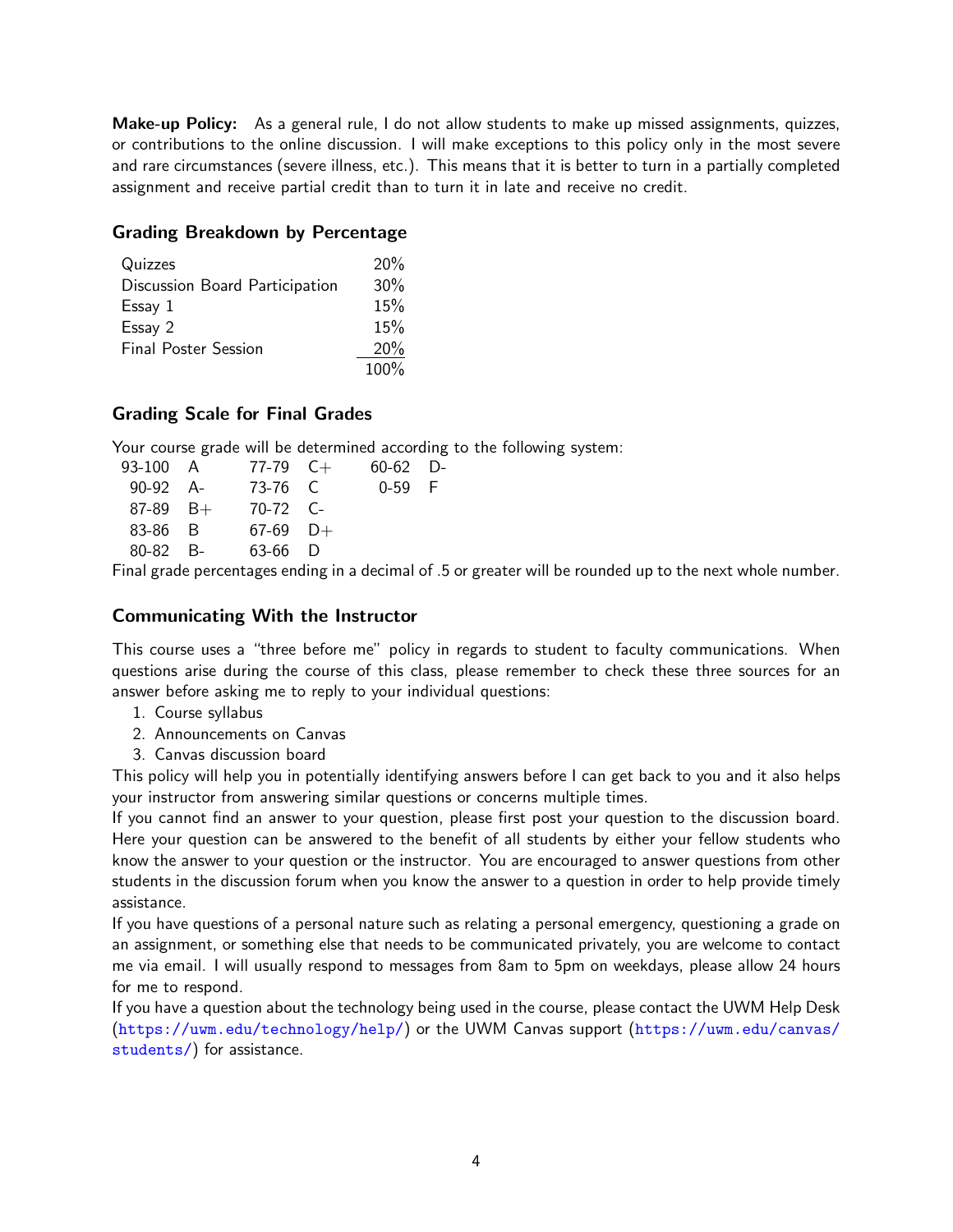**Make-up Policy:** As a general rule, I do not allow students to make up missed assignments, quizzes, or contributions to the online discussion. I will make exceptions to this policy only in the most severe and rare circumstances (severe illness, etc.). This means that it is better to turn in a partially completed assignment and receive partial credit than to turn it in late and receive no credit.

### Grading Breakdown by Percentage

| | |
|---|---|
| Quizzes | 20% |
| Discussion Board Participation | 30% |
| Essay 1 | 15% |
| Essay 2 | 15% |
| Final Poster Session | 20% |
| | 100% |

### Grading Scale for Final Grades

Your course grade will be determined according to the following system:

| | | | | | |
|---|---|---|---|---|---|
| 93-100 | A | 77-79 | C+ | 60-62 | D- |
| 90-92 | A- | 73-76 | C | 0-59 | F |
| 87-89 | B+ | 70-72 | C- | | |
| 83-86 | B | 67-69 | D+ | | |
| 80-82 | B- | 63-66 | D | | |

Final grade percentages ending in a decimal of .5 or greater will be rounded up to the next whole number.

### Communicating With the Instructor

This course uses a "three before me" policy in regards to student to faculty communications. When questions arise during the course of this class, please remember to check these three sources for an answer before asking me to reply to your individual questions:

1. Course syllabus
2. Announcements on Canvas
3. Canvas discussion board

This policy will help you in potentially identifying answers before I can get back to you and it also helps your instructor from answering similar questions or concerns multiple times.

If you cannot find an answer to your question, please first post your question to the discussion board. Here your question can be answered to the benefit of all students by either your fellow students who know the answer to your question or the instructor. You are encouraged to answer questions from other students in the discussion forum when you know the answer to a question in order to help provide timely assistance.

If you have questions of a personal nature such as relating a personal emergency, questioning a grade on an assignment, or something else that needs to be communicated privately, you are welcome to contact me via email. I will usually respond to messages from 8am to 5pm on weekdays, please allow 24 hours for me to respond.

If you have a question about the technology being used in the course, please contact the UWM Help Desk (https://uwm.edu/technology/help/) or the UWM Canvas support (https://uwm.edu/canvas/students/) for assistance.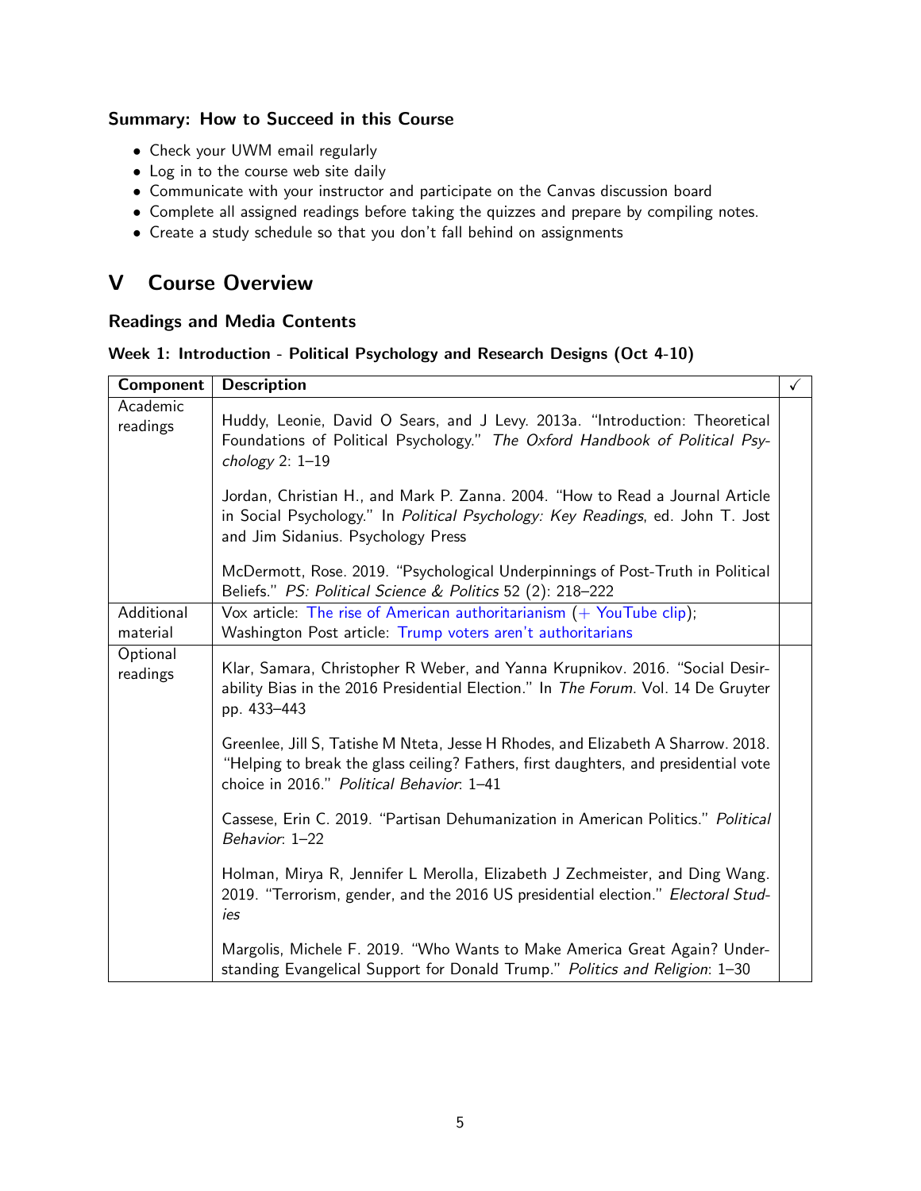### Summary: How to Succeed in this Course

- Check your UWM email regularly
- Log in to the course web site daily
- Communicate with your instructor and participate on the Canvas discussion board
- Complete all assigned readings before taking the quizzes and prepare by compiling notes.
- Create a study schedule so that you don't fall behind on assignments

## V Course Overview

### Readings and Media Contents

**Week 1: Introduction - Political Psychology and Research Designs (Oct 4-10)**

| Component | Description | ✓ |
|---|---|---|
| Academic readings | Huddy, Leonie, David O Sears, and J Levy. 2013a. "Introduction: Theoretical Foundations of Political Psychology." *The Oxford Handbook of Political Psychology* 2: 1–19<br><br>Jordan, Christian H., and Mark P. Zanna. 2004. "How to Read a Journal Article in Social Psychology." In *Political Psychology: Key Readings*, ed. John T. Jost and Jim Sidanius. Psychology Press<br><br>McDermott, Rose. 2019. "Psychological Underpinnings of Post-Truth in Political Beliefs." *PS: Political Science & Politics* 52 (2): 218–222 | |
| Additional material | Vox article: The rise of American authoritarianism (+ YouTube clip);<br>Washington Post article: Trump voters aren't authoritarians | |
| Optional readings | Klar, Samara, Christopher R Weber, and Yanna Krupnikov. 2016. "Social Desirability Bias in the 2016 Presidential Election." In *The Forum*. Vol. 14 De Gruyter pp. 433–443<br><br>Greenlee, Jill S, Tatishe M Nteta, Jesse H Rhodes, and Elizabeth A Sharrow. 2018. "Helping to break the glass ceiling? Fathers, first daughters, and presidential vote choice in 2016." *Political Behavior*: 1–41<br><br>Cassese, Erin C. 2019. "Partisan Dehumanization in American Politics." *Political Behavior*: 1–22<br><br>Holman, Mirya R, Jennifer L Merolla, Elizabeth J Zechmeister, and Ding Wang. 2019. "Terrorism, gender, and the 2016 US presidential election." *Electoral Studies*<br><br>Margolis, Michele F. 2019. "Who Wants to Make America Great Again? Understanding Evangelical Support for Donald Trump." *Politics and Religion*: 1–30 | |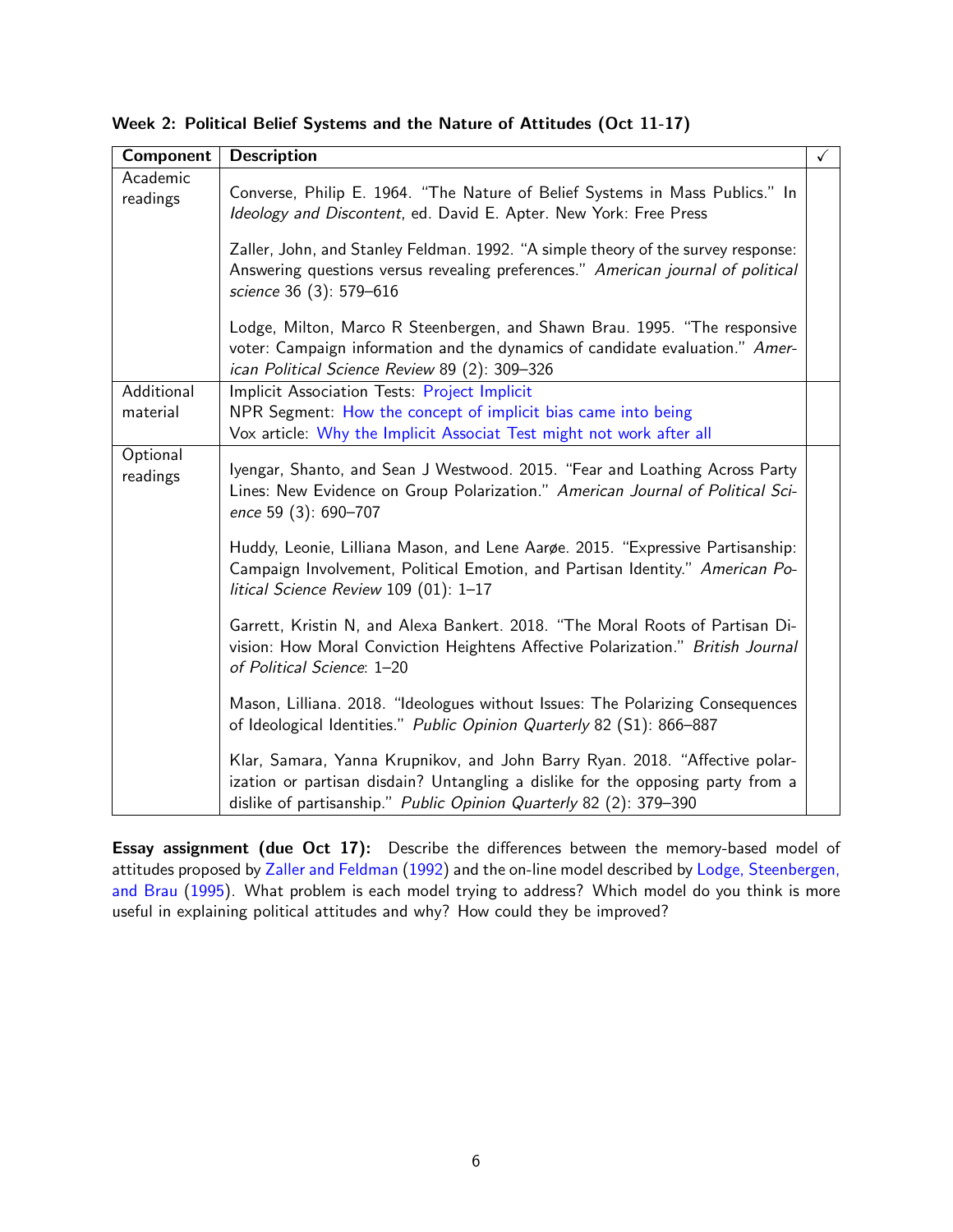**Week 2: Political Belief Systems and the Nature of Attitudes (Oct 11-17)**

| Component | Description | ✓ |
|---|---|---|
| Academic readings | Converse, Philip E. 1964. "The Nature of Belief Systems in Mass Publics." In *Ideology and Discontent*, ed. David E. Apter. New York: Free Press<br><br>Zaller, John, and Stanley Feldman. 1992. "A simple theory of the survey response: Answering questions versus revealing preferences." *American journal of political science* 36 (3): 579–616<br><br>Lodge, Milton, Marco R Steenbergen, and Shawn Brau. 1995. "The responsive voter: Campaign information and the dynamics of candidate evaluation." *American Political Science Review* 89 (2): 309–326 | |
| Additional material | Implicit Association Tests: Project Implicit<br>NPR Segment: How the concept of implicit bias came into being<br>Vox article: Why the Implicit Associat Test might not work after all | |
| Optional readings | Iyengar, Shanto, and Sean J Westwood. 2015. "Fear and Loathing Across Party Lines: New Evidence on Group Polarization." *American Journal of Political Science* 59 (3): 690–707<br><br>Huddy, Leonie, Lilliana Mason, and Lene Aarøe. 2015. "Expressive Partisanship: Campaign Involvement, Political Emotion, and Partisan Identity." *American Political Science Review* 109 (01): 1–17<br><br>Garrett, Kristin N, and Alexa Bankert. 2018. "The Moral Roots of Partisan Division: How Moral Conviction Heightens Affective Polarization." *British Journal of Political Science*: 1–20<br><br>Mason, Lilliana. 2018. "Ideologues without Issues: The Polarizing Consequences of Ideological Identities." *Public Opinion Quarterly* 82 (S1): 866–887<br><br>Klar, Samara, Yanna Krupnikov, and John Barry Ryan. 2018. "Affective polarization or partisan disdain? Untangling a dislike for the opposing party from a dislike of partisanship." *Public Opinion Quarterly* 82 (2): 379–390 | |

**Essay assignment (due Oct 17):** Describe the differences between the memory-based model of attitudes proposed by Zaller and Feldman (1992) and the on-line model described by Lodge, Steenbergen, and Brau (1995). What problem is each model trying to address? Which model do you think is more useful in explaining political attitudes and why? How could they be improved?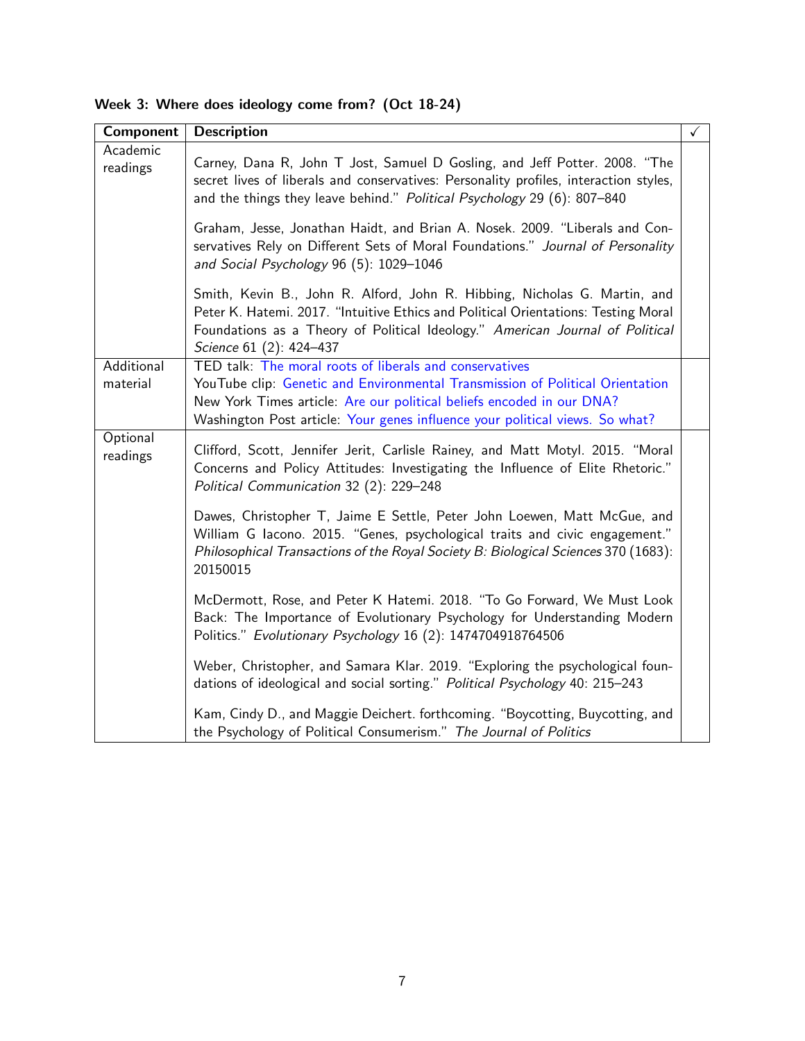**Week 3: Where does ideology come from? (Oct 18-24)**

| Component | Description | ✓ |
|---|---|---|
| Academic readings | Carney, Dana R, John T Jost, Samuel D Gosling, and Jeff Potter. 2008. "The secret lives of liberals and conservatives: Personality profiles, interaction styles, and the things they leave behind." *Political Psychology* 29 (6): 807–840<br><br>Graham, Jesse, Jonathan Haidt, and Brian A. Nosek. 2009. "Liberals and Conservatives Rely on Different Sets of Moral Foundations." *Journal of Personality and Social Psychology* 96 (5): 1029–1046<br><br>Smith, Kevin B., John R. Alford, John R. Hibbing, Nicholas G. Martin, and Peter K. Hatemi. 2017. "Intuitive Ethics and Political Orientations: Testing Moral Foundations as a Theory of Political Ideology." *American Journal of Political Science* 61 (2): 424–437 | |
| Additional material | TED talk: The moral roots of liberals and conservatives<br>YouTube clip: Genetic and Environmental Transmission of Political Orientation<br>New York Times article: Are our political beliefs encoded in our DNA?<br>Washington Post article: Your genes influence your political views. So what? | |
| Optional readings | Clifford, Scott, Jennifer Jerit, Carlisle Rainey, and Matt Motyl. 2015. "Moral Concerns and Policy Attitudes: Investigating the Influence of Elite Rhetoric." *Political Communication* 32 (2): 229–248<br><br>Dawes, Christopher T, Jaime E Settle, Peter John Loewen, Matt McGue, and William G Iacono. 2015. "Genes, psychological traits and civic engagement." *Philosophical Transactions of the Royal Society B: Biological Sciences* 370 (1683): 20150015<br><br>McDermott, Rose, and Peter K Hatemi. 2018. "To Go Forward, We Must Look Back: The Importance of Evolutionary Psychology for Understanding Modern Politics." *Evolutionary Psychology* 16 (2): 1474704918764506<br><br>Weber, Christopher, and Samara Klar. 2019. "Exploring the psychological foundations of ideological and social sorting." *Political Psychology* 40: 215–243<br><br>Kam, Cindy D., and Maggie Deichert. forthcoming. "Boycotting, Buycotting, and the Psychology of Political Consumerism." *The Journal of Politics* | |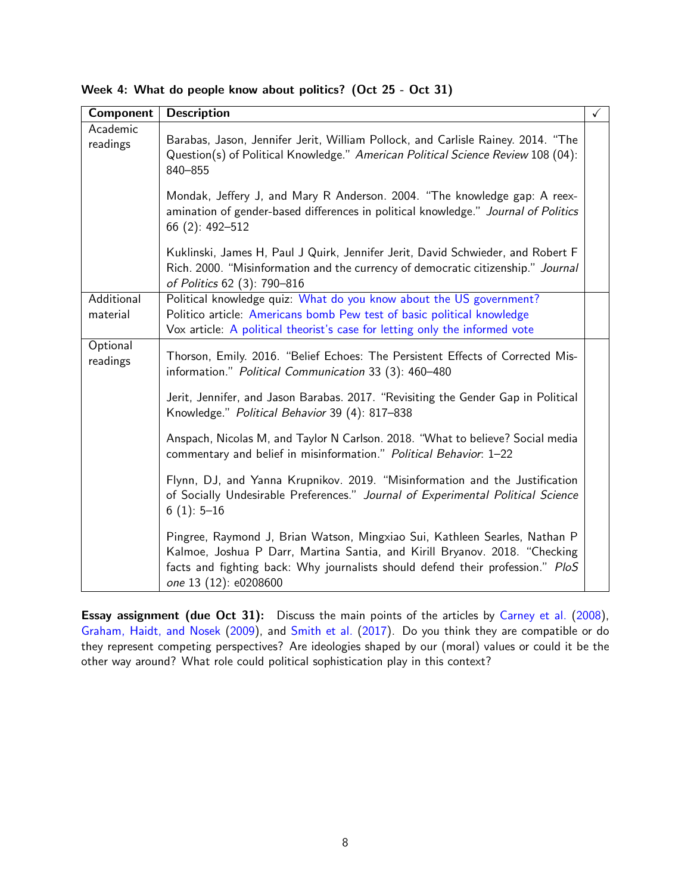**Week 4: What do people know about politics? (Oct 25 - Oct 31)**

| Component | Description | ✓ |
|---|---|---|
| Academic readings | Barabas, Jason, Jennifer Jerit, William Pollock, and Carlisle Rainey. 2014. "The Question(s) of Political Knowledge." *American Political Science Review* 108 (04): 840–855<br><br>Mondak, Jeffery J, and Mary R Anderson. 2004. "The knowledge gap: A reexamination of gender-based differences in political knowledge." *Journal of Politics* 66 (2): 492–512<br><br>Kuklinski, James H, Paul J Quirk, Jennifer Jerit, David Schwieder, and Robert F Rich. 2000. "Misinformation and the currency of democratic citizenship." *Journal of Politics* 62 (3): 790–816 | |
| Additional material | Political knowledge quiz: What do you know about the US government?<br>Politico article: Americans bomb Pew test of basic political knowledge<br>Vox article: A political theorist's case for letting only the informed vote | |
| Optional readings | Thorson, Emily. 2016. "Belief Echoes: The Persistent Effects of Corrected Misinformation." *Political Communication* 33 (3): 460–480<br><br>Jerit, Jennifer, and Jason Barabas. 2017. "Revisiting the Gender Gap in Political Knowledge." *Political Behavior* 39 (4): 817–838<br><br>Anspach, Nicolas M, and Taylor N Carlson. 2018. "What to believe? Social media commentary and belief in misinformation." *Political Behavior*: 1–22<br><br>Flynn, DJ, and Yanna Krupnikov. 2019. "Misinformation and the Justification of Socially Undesirable Preferences." *Journal of Experimental Political Science* 6 (1): 5–16<br><br>Pingree, Raymond J, Brian Watson, Mingxiao Sui, Kathleen Searles, Nathan P Kalmoe, Joshua P Darr, Martina Santia, and Kirill Bryanov. 2018. "Checking facts and fighting back: Why journalists should defend their profession." *PloS one* 13 (12): e0208600 | |

**Essay assignment (due Oct 31):** Discuss the main points of the articles by Carney et al. (2008), Graham, Haidt, and Nosek (2009), and Smith et al. (2017). Do you think they are compatible or do they represent competing perspectives? Are ideologies shaped by our (moral) values or could it be the other way around? What role could political sophistication play in this context?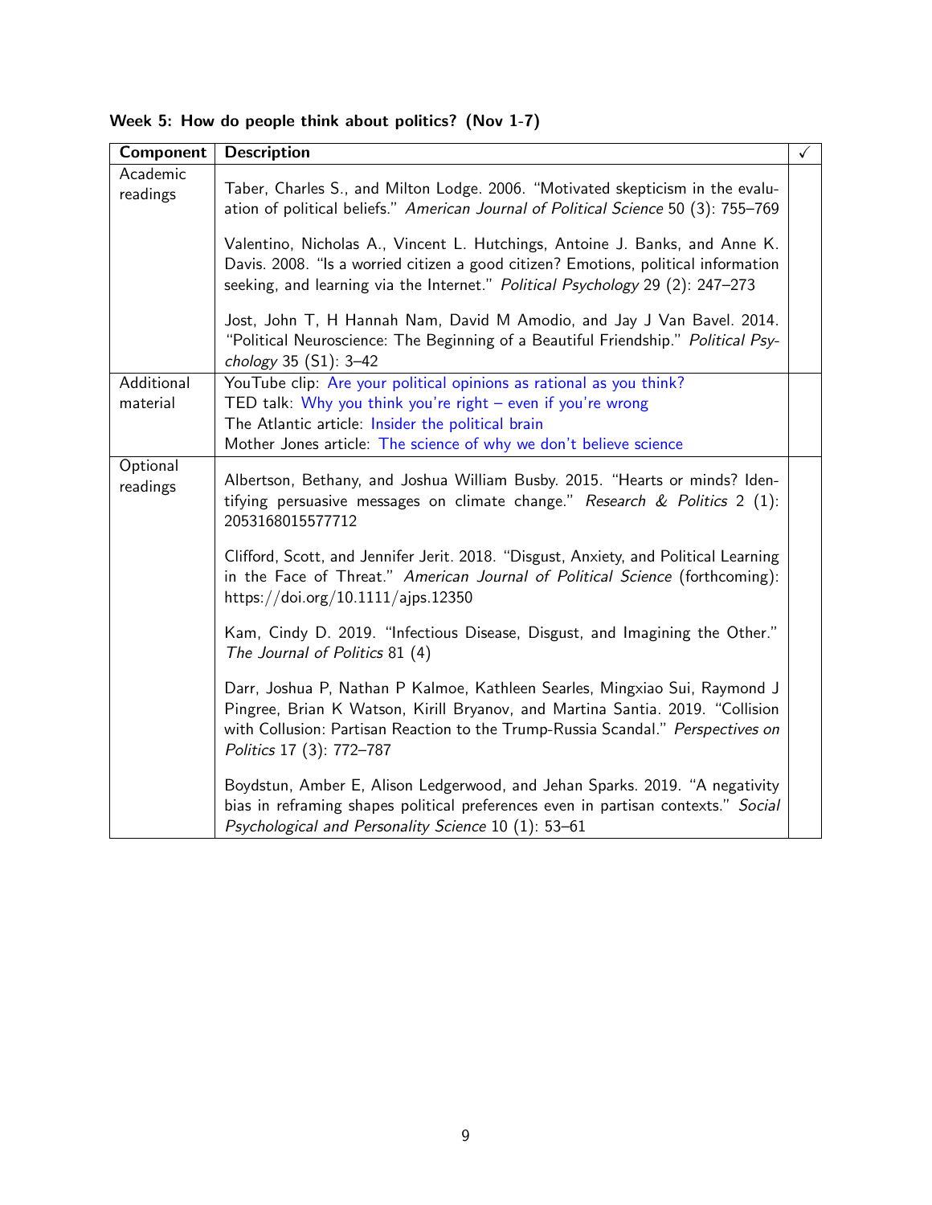**Week 5: How do people think about politics? (Nov 1-7)**

| Component | Description | ✓ |
|---|---|---|
| Academic readings | Taber, Charles S., and Milton Lodge. 2006. "Motivated skepticism in the evaluation of political beliefs." *American Journal of Political Science* 50 (3): 755–769<br><br>Valentino, Nicholas A., Vincent L. Hutchings, Antoine J. Banks, and Anne K. Davis. 2008. "Is a worried citizen a good citizen? Emotions, political information seeking, and learning via the Internet." *Political Psychology* 29 (2): 247–273<br><br>Jost, John T, H Hannah Nam, David M Amodio, and Jay J Van Bavel. 2014. "Political Neuroscience: The Beginning of a Beautiful Friendship." *Political Psychology* 35 (S1): 3–42 | |
| Additional material | YouTube clip: Are your political opinions as rational as you think?<br>TED talk: Why you think you're right – even if you're wrong<br>The Atlantic article: Insider the political brain<br>Mother Jones article: The science of why we don't believe science | |
| Optional readings | Albertson, Bethany, and Joshua William Busby. 2015. "Hearts or minds? Identifying persuasive messages on climate change." *Research & Politics* 2 (1): 2053168015577712<br><br>Clifford, Scott, and Jennifer Jerit. 2018. "Disgust, Anxiety, and Political Learning in the Face of Threat." *American Journal of Political Science* (forthcoming): https://doi.org/10.1111/ajps.12350<br><br>Kam, Cindy D. 2019. "Infectious Disease, Disgust, and Imagining the Other." *The Journal of Politics* 81 (4)<br><br>Darr, Joshua P, Nathan P Kalmoe, Kathleen Searles, Mingxiao Sui, Raymond J Pingree, Brian K Watson, Kirill Bryanov, and Martina Santia. 2019. "Collision with Collusion: Partisan Reaction to the Trump-Russia Scandal." *Perspectives on Politics* 17 (3): 772–787<br><br>Boydstun, Amber E, Alison Ledgerwood, and Jehan Sparks. 2019. "A negativity bias in reframing shapes political preferences even in partisan contexts." *Social Psychological and Personality Science* 10 (1): 53–61 | |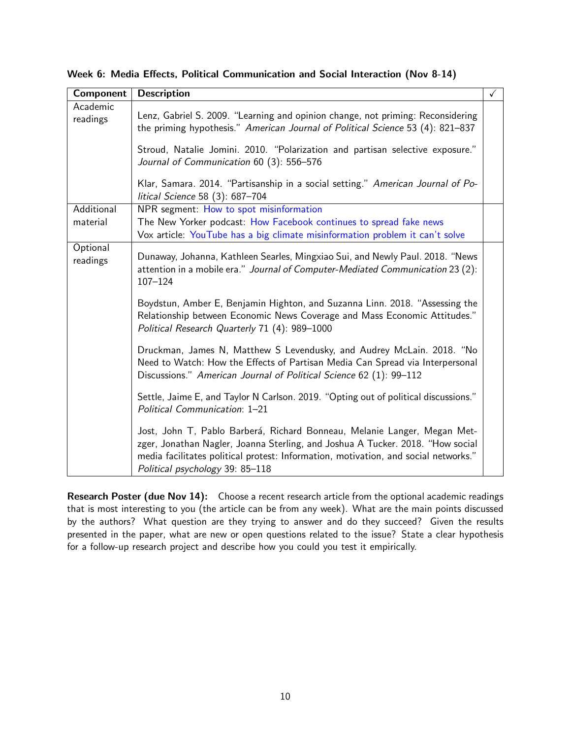**Week 6: Media Effects, Political Communication and Social Interaction (Nov 8-14)**

| Component | Description | ✓ |
|---|---|---|
| Academic readings | Lenz, Gabriel S. 2009. "Learning and opinion change, not priming: Reconsidering the priming hypothesis." *American Journal of Political Science* 53 (4): 821–837<br><br>Stroud, Natalie Jomini. 2010. "Polarization and partisan selective exposure." *Journal of Communication* 60 (3): 556–576<br><br>Klar, Samara. 2014. "Partisanship in a social setting." *American Journal of Political Science* 58 (3): 687–704 | |
| Additional material | NPR segment: How to spot misinformation<br>The New Yorker podcast: How Facebook continues to spread fake news<br>Vox article: YouTube has a big climate misinformation problem it can't solve | |
| Optional readings | Dunaway, Johanna, Kathleen Searles, Mingxiao Sui, and Newly Paul. 2018. "News attention in a mobile era." *Journal of Computer-Mediated Communication* 23 (2): 107–124<br><br>Boydstun, Amber E, Benjamin Highton, and Suzanna Linn. 2018. "Assessing the Relationship between Economic News Coverage and Mass Economic Attitudes." *Political Research Quarterly* 71 (4): 989–1000<br><br>Druckman, James N, Matthew S Levendusky, and Audrey McLain. 2018. "No Need to Watch: How the Effects of Partisan Media Can Spread via Interpersonal Discussions." *American Journal of Political Science* 62 (1): 99–112<br><br>Settle, Jaime E, and Taylor N Carlson. 2019. "Opting out of political discussions." *Political Communication*: 1–21<br><br>Jost, John T, Pablo Barberá, Richard Bonneau, Melanie Langer, Megan Metzger, Jonathan Nagler, Joanna Sterling, and Joshua A Tucker. 2018. "How social media facilitates political protest: Information, motivation, and social networks." *Political psychology* 39: 85–118 | |

**Research Poster (due Nov 14):** Choose a recent research article from the optional academic readings that is most interesting to you (the article can be from any week). What are the main points discussed by the authors? What question are they trying to answer and do they succeed? Given the results presented in the paper, what are new or open questions related to the issue? State a clear hypothesis for a follow-up research project and describe how you could you test it empirically.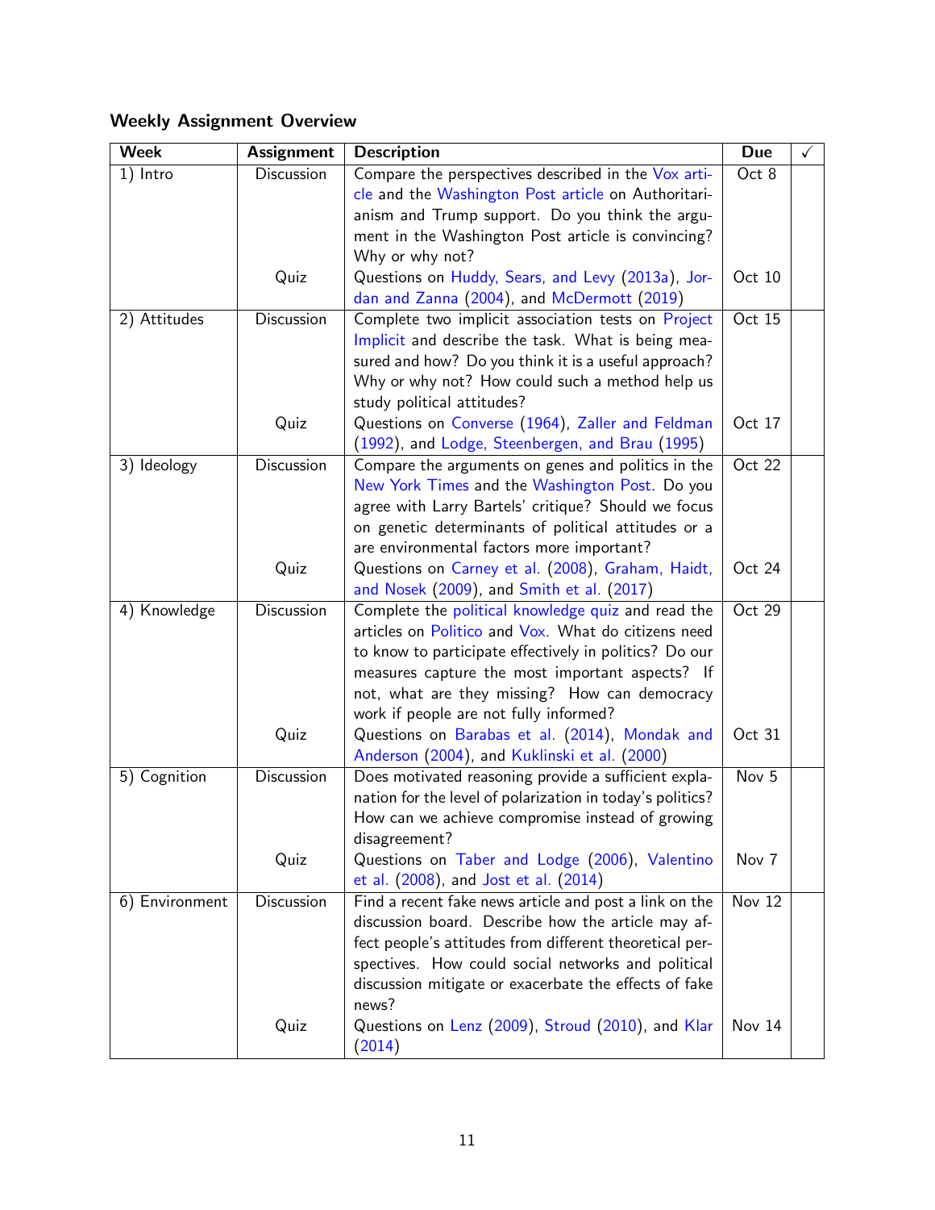### Weekly Assignment Overview

| Week | Assignment | Description | Due | ✓ |
|---|---|---|---|---|
| 1) Intro | Discussion | Compare the perspectives described in the Vox article and the Washington Post article on Authoritarianism and Trump support. Do you think the argument in the Washington Post article is convincing? Why or why not? | Oct 8 | |
| | Quiz | Questions on Huddy, Sears, and Levy (2013a), Jordan and Zanna (2004), and McDermott (2019) | Oct 10 | |
| 2) Attitudes | Discussion | Complete two implicit association tests on Project Implicit and describe the task. What is being measured and how? Do you think it is a useful approach? Why or why not? How could such a method help us study political attitudes? | Oct 15 | |
| | Quiz | Questions on Converse (1964), Zaller and Feldman (1992), and Lodge, Steenbergen, and Brau (1995) | Oct 17 | |
| 3) Ideology | Discussion | Compare the arguments on genes and politics in the New York Times and the Washington Post. Do you agree with Larry Bartels' critique? Should we focus on genetic determinants of political attitudes or a are environmental factors more important? | Oct 22 | |
| | Quiz | Questions on Carney et al. (2008), Graham, Haidt, and Nosek (2009), and Smith et al. (2017) | Oct 24 | |
| 4) Knowledge | Discussion | Complete the political knowledge quiz and read the articles on Politico and Vox. What do citizens need to know to participate effectively in politics? Do our measures capture the most important aspects? If not, what are they missing? How can democracy work if people are not fully informed? | Oct 29 | |
| | Quiz | Questions on Barabas et al. (2014), Mondak and Anderson (2004), and Kuklinski et al. (2000) | Oct 31 | |
| 5) Cognition | Discussion | Does motivated reasoning provide a sufficient explanation for the level of polarization in today's politics? How can we achieve compromise instead of growing disagreement? | Nov 5 | |
| | Quiz | Questions on Taber and Lodge (2006), Valentino et al. (2008), and Jost et al. (2014) | Nov 7 | |
| 6) Environment | Discussion | Find a recent fake news article and post a link on the discussion board. Describe how the article may affect people's attitudes from different theoretical perspectives. How could social networks and political discussion mitigate or exacerbate the effects of fake news? | Nov 12 | |
| | Quiz | Questions on Lenz (2009), Stroud (2010), and Klar (2014) | Nov 14 | |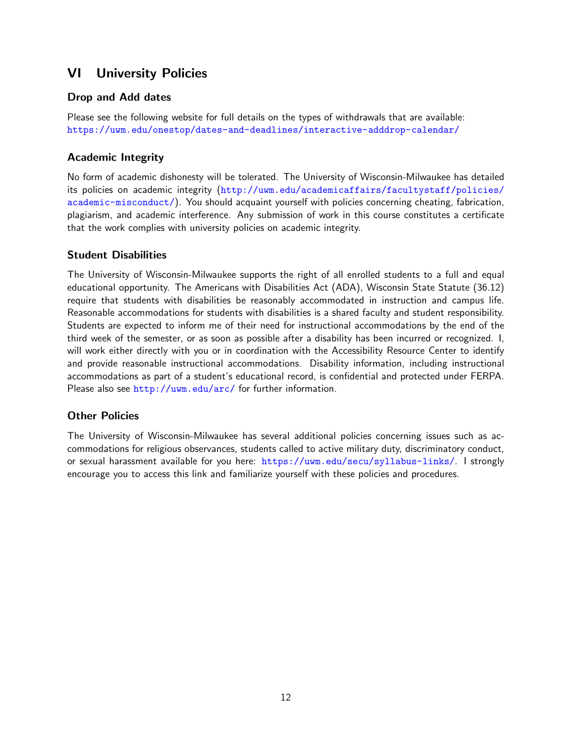# VI University Policies

### Drop and Add dates

Please see the following website for full details on the types of withdrawals that are available: https://uwm.edu/onestop/dates-and-deadlines/interactive-adddrop-calendar/

### Academic Integrity

No form of academic dishonesty will be tolerated. The University of Wisconsin-Milwaukee has detailed its policies on academic integrity (http://uwm.edu/academicaffairs/facultystaff/policies/academic-misconduct/). You should acquaint yourself with policies concerning cheating, fabrication, plagiarism, and academic interference. Any submission of work in this course constitutes a certificate that the work complies with university policies on academic integrity.

### Student Disabilities

The University of Wisconsin-Milwaukee supports the right of all enrolled students to a full and equal educational opportunity. The Americans with Disabilities Act (ADA), Wisconsin State Statute (36.12) require that students with disabilities be reasonably accommodated in instruction and campus life. Reasonable accommodations for students with disabilities is a shared faculty and student responsibility. Students are expected to inform me of their need for instructional accommodations by the end of the third week of the semester, or as soon as possible after a disability has been incurred or recognized. I, will work either directly with you or in coordination with the Accessibility Resource Center to identify and provide reasonable instructional accommodations. Disability information, including instructional accommodations as part of a student's educational record, is confidential and protected under FERPA. Please also see http://uwm.edu/arc/ for further information.

### Other Policies

The University of Wisconsin-Milwaukee has several additional policies concerning issues such as accommodations for religious observances, students called to active military duty, discriminatory conduct, or sexual harassment available for you here: https://uwm.edu/secu/syllabus-links/. I strongly encourage you to access this link and familiarize yourself with these policies and procedures.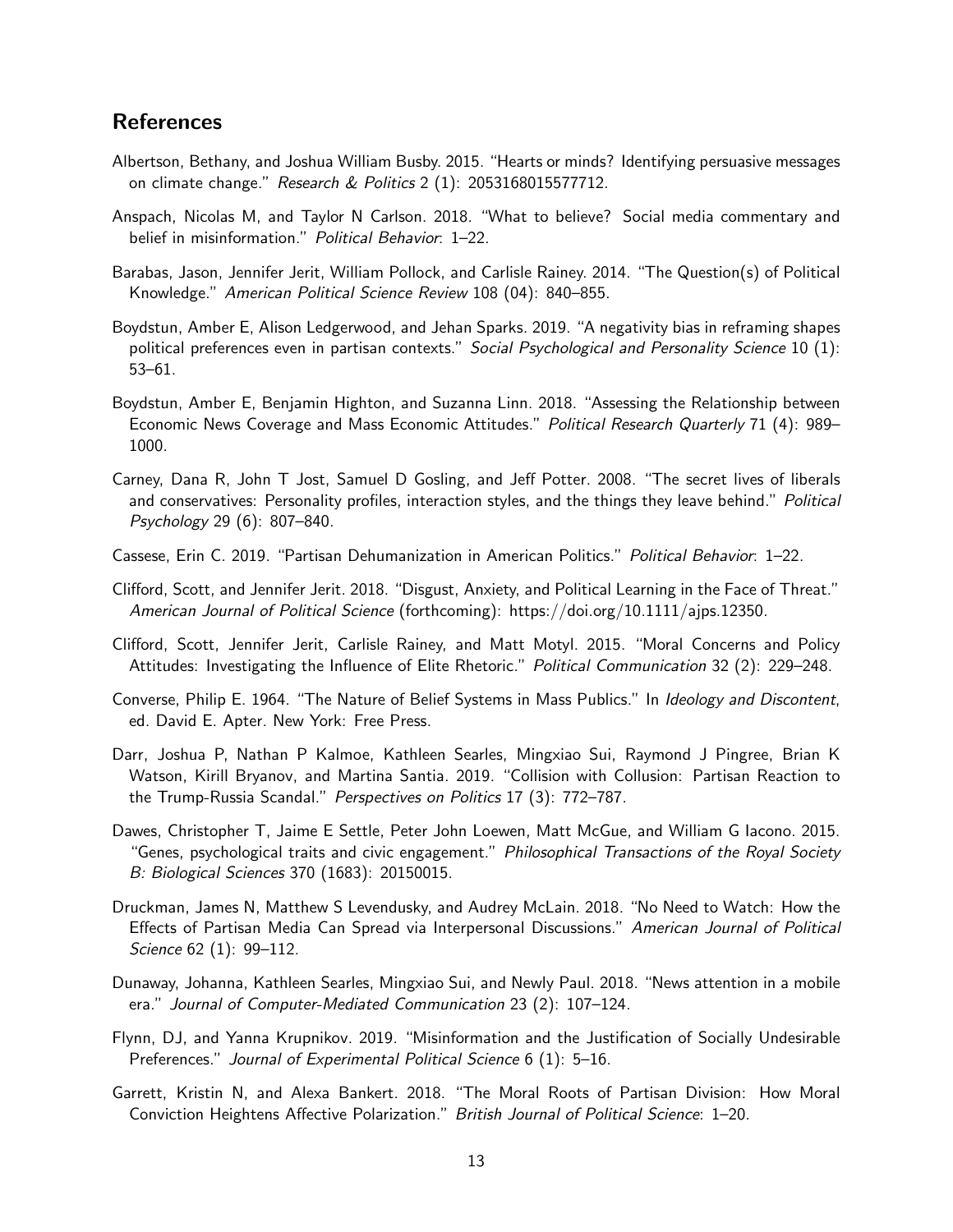## References

Albertson, Bethany, and Joshua William Busby. 2015. "Hearts or minds? Identifying persuasive messages on climate change." *Research & Politics* 2 (1): 2053168015577712.

Anspach, Nicolas M, and Taylor N Carlson. 2018. "What to believe? Social media commentary and belief in misinformation." *Political Behavior*: 1–22.

Barabas, Jason, Jennifer Jerit, William Pollock, and Carlisle Rainey. 2014. "The Question(s) of Political Knowledge." *American Political Science Review* 108 (04): 840–855.

Boydstun, Amber E, Alison Ledgerwood, and Jehan Sparks. 2019. "A negativity bias in reframing shapes political preferences even in partisan contexts." *Social Psychological and Personality Science* 10 (1): 53–61.

Boydstun, Amber E, Benjamin Highton, and Suzanna Linn. 2018. "Assessing the Relationship between Economic News Coverage and Mass Economic Attitudes." *Political Research Quarterly* 71 (4): 989–1000.

Carney, Dana R, John T Jost, Samuel D Gosling, and Jeff Potter. 2008. "The secret lives of liberals and conservatives: Personality profiles, interaction styles, and the things they leave behind." *Political Psychology* 29 (6): 807–840.

Cassese, Erin C. 2019. "Partisan Dehumanization in American Politics." *Political Behavior*: 1–22.

Clifford, Scott, and Jennifer Jerit. 2018. "Disgust, Anxiety, and Political Learning in the Face of Threat." *American Journal of Political Science* (forthcoming): https://doi.org/10.1111/ajps.12350.

Clifford, Scott, Jennifer Jerit, Carlisle Rainey, and Matt Motyl. 2015. "Moral Concerns and Policy Attitudes: Investigating the Influence of Elite Rhetoric." *Political Communication* 32 (2): 229–248.

Converse, Philip E. 1964. "The Nature of Belief Systems in Mass Publics." In *Ideology and Discontent*, ed. David E. Apter. New York: Free Press.

Darr, Joshua P, Nathan P Kalmoe, Kathleen Searles, Mingxiao Sui, Raymond J Pingree, Brian K Watson, Kirill Bryanov, and Martina Santia. 2019. "Collision with Collusion: Partisan Reaction to the Trump-Russia Scandal." *Perspectives on Politics* 17 (3): 772–787.

Dawes, Christopher T, Jaime E Settle, Peter John Loewen, Matt McGue, and William G Iacono. 2015. "Genes, psychological traits and civic engagement." *Philosophical Transactions of the Royal Society B: Biological Sciences* 370 (1683): 20150015.

Druckman, James N, Matthew S Levendusky, and Audrey McLain. 2018. "No Need to Watch: How the Effects of Partisan Media Can Spread via Interpersonal Discussions." *American Journal of Political Science* 62 (1): 99–112.

Dunaway, Johanna, Kathleen Searles, Mingxiao Sui, and Newly Paul. 2018. "News attention in a mobile era." *Journal of Computer-Mediated Communication* 23 (2): 107–124.

Flynn, DJ, and Yanna Krupnikov. 2019. "Misinformation and the Justification of Socially Undesirable Preferences." *Journal of Experimental Political Science* 6 (1): 5–16.

Garrett, Kristin N, and Alexa Bankert. 2018. "The Moral Roots of Partisan Division: How Moral Conviction Heightens Affective Polarization." *British Journal of Political Science*: 1–20.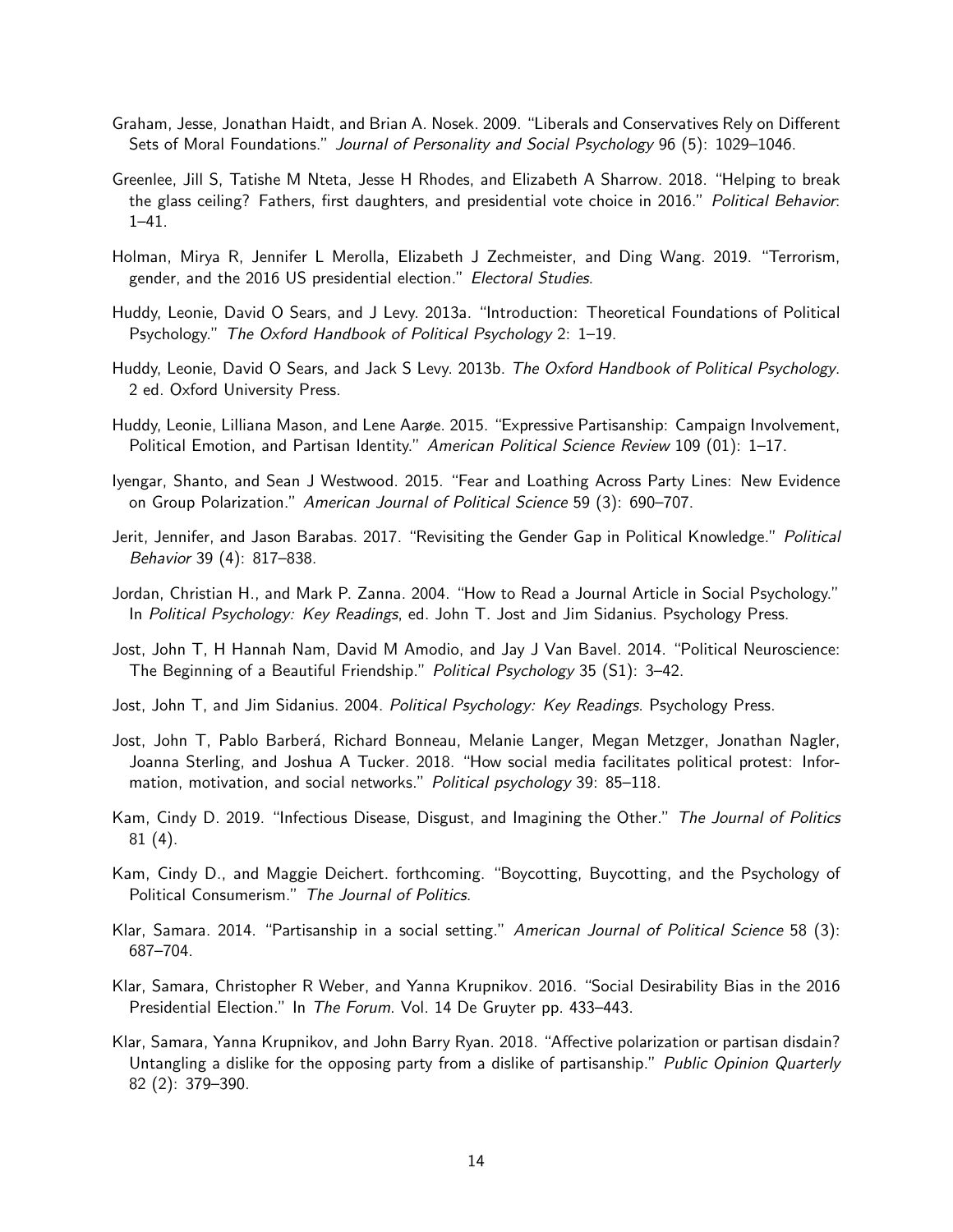Graham, Jesse, Jonathan Haidt, and Brian A. Nosek. 2009. "Liberals and Conservatives Rely on Different Sets of Moral Foundations." *Journal of Personality and Social Psychology* 96 (5): 1029–1046.

Greenlee, Jill S, Tatishe M Nteta, Jesse H Rhodes, and Elizabeth A Sharrow. 2018. "Helping to break the glass ceiling? Fathers, first daughters, and presidential vote choice in 2016." *Political Behavior*: 1–41.

Holman, Mirya R, Jennifer L Merolla, Elizabeth J Zechmeister, and Ding Wang. 2019. "Terrorism, gender, and the 2016 US presidential election." *Electoral Studies*.

Huddy, Leonie, David O Sears, and J Levy. 2013a. "Introduction: Theoretical Foundations of Political Psychology." *The Oxford Handbook of Political Psychology* 2: 1–19.

Huddy, Leonie, David O Sears, and Jack S Levy. 2013b. *The Oxford Handbook of Political Psychology*. 2 ed. Oxford University Press.

Huddy, Leonie, Lilliana Mason, and Lene Aarøe. 2015. "Expressive Partisanship: Campaign Involvement, Political Emotion, and Partisan Identity." *American Political Science Review* 109 (01): 1–17.

Iyengar, Shanto, and Sean J Westwood. 2015. "Fear and Loathing Across Party Lines: New Evidence on Group Polarization." *American Journal of Political Science* 59 (3): 690–707.

Jerit, Jennifer, and Jason Barabas. 2017. "Revisiting the Gender Gap in Political Knowledge." *Political Behavior* 39 (4): 817–838.

Jordan, Christian H., and Mark P. Zanna. 2004. "How to Read a Journal Article in Social Psychology." In *Political Psychology: Key Readings*, ed. John T. Jost and Jim Sidanius. Psychology Press.

Jost, John T, H Hannah Nam, David M Amodio, and Jay J Van Bavel. 2014. "Political Neuroscience: The Beginning of a Beautiful Friendship." *Political Psychology* 35 (S1): 3–42.

Jost, John T, and Jim Sidanius. 2004. *Political Psychology: Key Readings*. Psychology Press.

Jost, John T, Pablo Barberá, Richard Bonneau, Melanie Langer, Megan Metzger, Jonathan Nagler, Joanna Sterling, and Joshua A Tucker. 2018. "How social media facilitates political protest: Information, motivation, and social networks." *Political psychology* 39: 85–118.

Kam, Cindy D. 2019. "Infectious Disease, Disgust, and Imagining the Other." *The Journal of Politics* 81 (4).

Kam, Cindy D., and Maggie Deichert. forthcoming. "Boycotting, Buycotting, and the Psychology of Political Consumerism." *The Journal of Politics*.

Klar, Samara. 2014. "Partisanship in a social setting." *American Journal of Political Science* 58 (3): 687–704.

Klar, Samara, Christopher R Weber, and Yanna Krupnikov. 2016. "Social Desirability Bias in the 2016 Presidential Election." In *The Forum*. Vol. 14 De Gruyter pp. 433–443.

Klar, Samara, Yanna Krupnikov, and John Barry Ryan. 2018. "Affective polarization or partisan disdain? Untangling a dislike for the opposing party from a dislike of partisanship." *Public Opinion Quarterly* 82 (2): 379–390.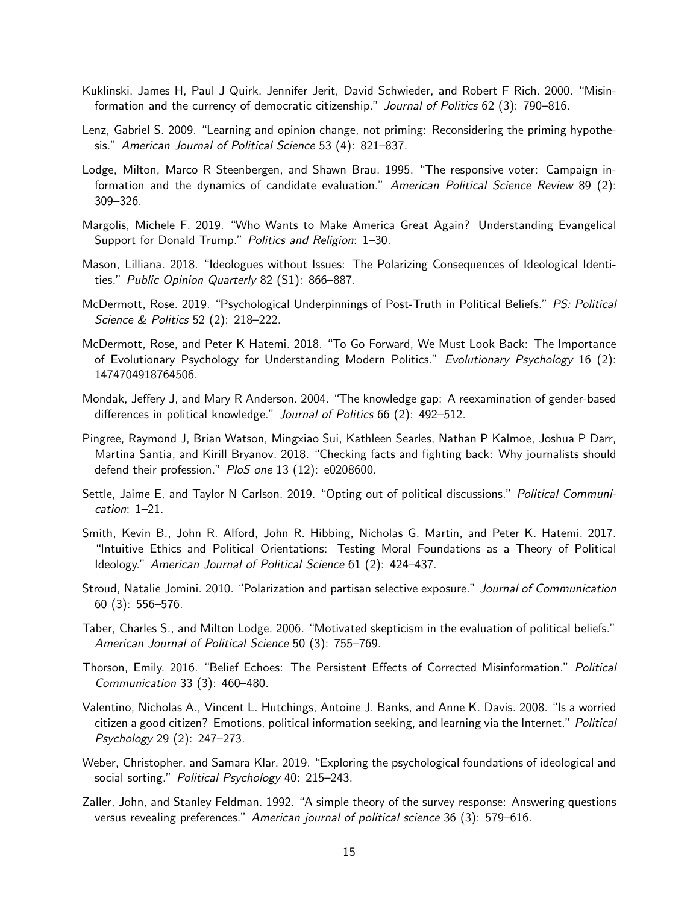Kuklinski, James H, Paul J Quirk, Jennifer Jerit, David Schwieder, and Robert F Rich. 2000. "Misinformation and the currency of democratic citizenship." *Journal of Politics* 62 (3): 790–816.

Lenz, Gabriel S. 2009. "Learning and opinion change, not priming: Reconsidering the priming hypothesis." *American Journal of Political Science* 53 (4): 821–837.

Lodge, Milton, Marco R Steenbergen, and Shawn Brau. 1995. "The responsive voter: Campaign information and the dynamics of candidate evaluation." *American Political Science Review* 89 (2): 309–326.

Margolis, Michele F. 2019. "Who Wants to Make America Great Again? Understanding Evangelical Support for Donald Trump." *Politics and Religion*: 1–30.

Mason, Lilliana. 2018. "Ideologues without Issues: The Polarizing Consequences of Ideological Identities." *Public Opinion Quarterly* 82 (S1): 866–887.

McDermott, Rose. 2019. "Psychological Underpinnings of Post-Truth in Political Beliefs." *PS: Political Science & Politics* 52 (2): 218–222.

McDermott, Rose, and Peter K Hatemi. 2018. "To Go Forward, We Must Look Back: The Importance of Evolutionary Psychology for Understanding Modern Politics." *Evolutionary Psychology* 16 (2): 1474704918764506.

Mondak, Jeffery J, and Mary R Anderson. 2004. "The knowledge gap: A reexamination of gender-based differences in political knowledge." *Journal of Politics* 66 (2): 492–512.

Pingree, Raymond J, Brian Watson, Mingxiao Sui, Kathleen Searles, Nathan P Kalmoe, Joshua P Darr, Martina Santia, and Kirill Bryanov. 2018. "Checking facts and fighting back: Why journalists should defend their profession." *PloS one* 13 (12): e0208600.

Settle, Jaime E, and Taylor N Carlson. 2019. "Opting out of political discussions." *Political Communication*: 1–21.

Smith, Kevin B., John R. Alford, John R. Hibbing, Nicholas G. Martin, and Peter K. Hatemi. 2017. "Intuitive Ethics and Political Orientations: Testing Moral Foundations as a Theory of Political Ideology." *American Journal of Political Science* 61 (2): 424–437.

Stroud, Natalie Jomini. 2010. "Polarization and partisan selective exposure." *Journal of Communication* 60 (3): 556–576.

Taber, Charles S., and Milton Lodge. 2006. "Motivated skepticism in the evaluation of political beliefs." *American Journal of Political Science* 50 (3): 755–769.

Thorson, Emily. 2016. "Belief Echoes: The Persistent Effects of Corrected Misinformation." *Political Communication* 33 (3): 460–480.

Valentino, Nicholas A., Vincent L. Hutchings, Antoine J. Banks, and Anne K. Davis. 2008. "Is a worried citizen a good citizen? Emotions, political information seeking, and learning via the Internet." *Political Psychology* 29 (2): 247–273.

Weber, Christopher, and Samara Klar. 2019. "Exploring the psychological foundations of ideological and social sorting." *Political Psychology* 40: 215–243.

Zaller, John, and Stanley Feldman. 1992. "A simple theory of the survey response: Answering questions versus revealing preferences." *American journal of political science* 36 (3): 579–616.